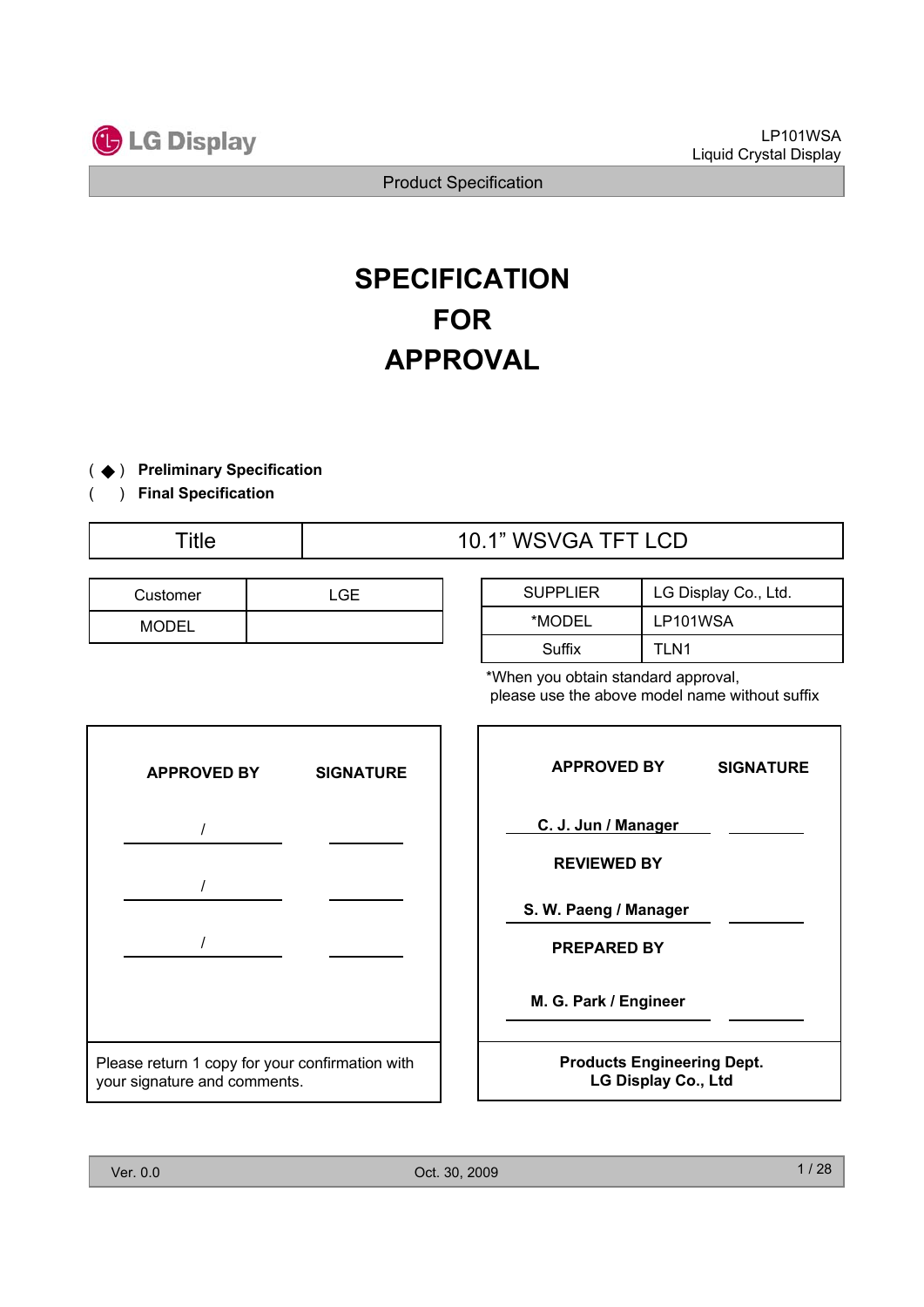# SPECIFICATION FOR APPROVAL

( ◆ ) **Preliminary Specification**

(   ) **Final Specification**

| Title | 10.1" WSVGA TFT LCD |
|---|---|

| Customer | LGE |
|---|---|
| MODEL | |

| SUPPLIER | LG Display Co., Ltd. |
|---|---|
| *MODEL | LP101WSA |
| Suffix | TLN1 |

*When you obtain standard approval, please use the above model name without suffix

| APPROVED BY | SIGNATURE |
|---|---|
| / | |
| / | |
| / | |

Please return 1 copy for your confirmation with your signature and comments.

| APPROVED BY | SIGNATURE |
|---|---|
| C. J. Jun / Manager | |
| **REVIEWED BY** | |
| S. W. Paeng / Manager | |
| **PREPARED BY** | |
| M. G. Park / Engineer | |

**Products Engineering Dept.**
**LG Display Co., Ltd**

Ver. 0.0 Oct. 30, 2009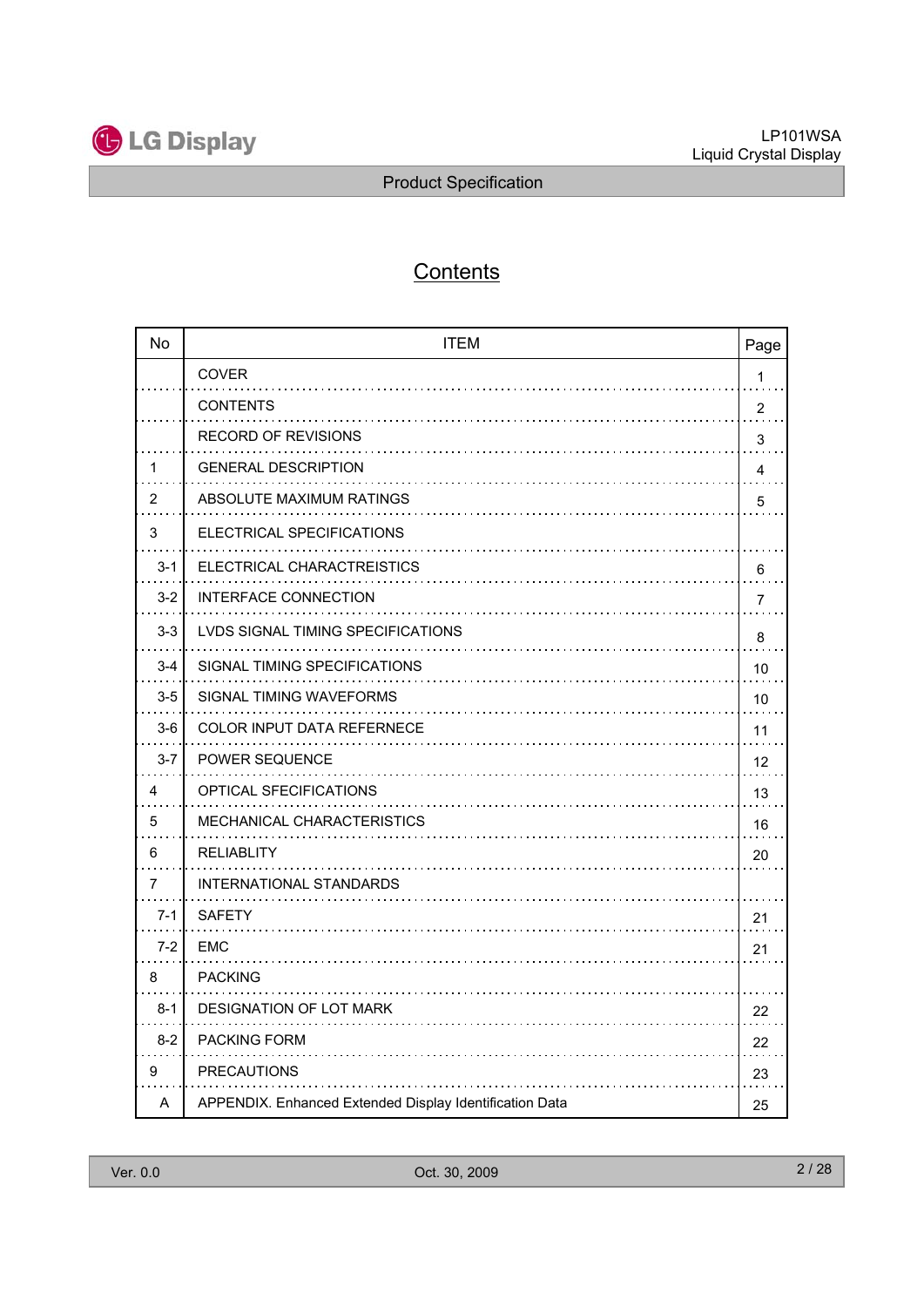# Contents

| No | ITEM | Page |
|---|---|---|
| | COVER | 1 |
| | CONTENTS | 2 |
| | RECORD OF REVISIONS | 3 |
| 1 | GENERAL DESCRIPTION | 4 |
| 2 | ABSOLUTE MAXIMUM RATINGS | 5 |
| 3 | ELECTRICAL SPECIFICATIONS | |
| 3-1 | ELECTRICAL CHARACTREISTICS | 6 |
| 3-2 | INTERFACE CONNECTION | 7 |
| 3-3 | LVDS SIGNAL TIMING SPECIFICATIONS | 8 |
| 3-4 | SIGNAL TIMING SPECIFICATIONS | 10 |
| 3-5 | SIGNAL TIMING WAVEFORMS | 10 |
| 3-6 | COLOR INPUT DATA REFERNECE | 11 |
| 3-7 | POWER SEQUENCE | 12 |
| 4 | OPTICAL SFECIFICATIONS | 13 |
| 5 | MECHANICAL CHARACTERISTICS | 16 |
| 6 | RELIABLITY | 20 |
| 7 | INTERNATIONAL STANDARDS | |
| 7-1 | SAFETY | 21 |
| 7-2 | EMC | 21 |
| 8 | PACKING | |
| 8-1 | DESIGNATION OF LOT MARK | 22 |
| 8-2 | PACKING FORM | 22 |
| 9 | PRECAUTIONS | 23 |
| A | APPENDIX. Enhanced Extended Display Identification Data | 25 |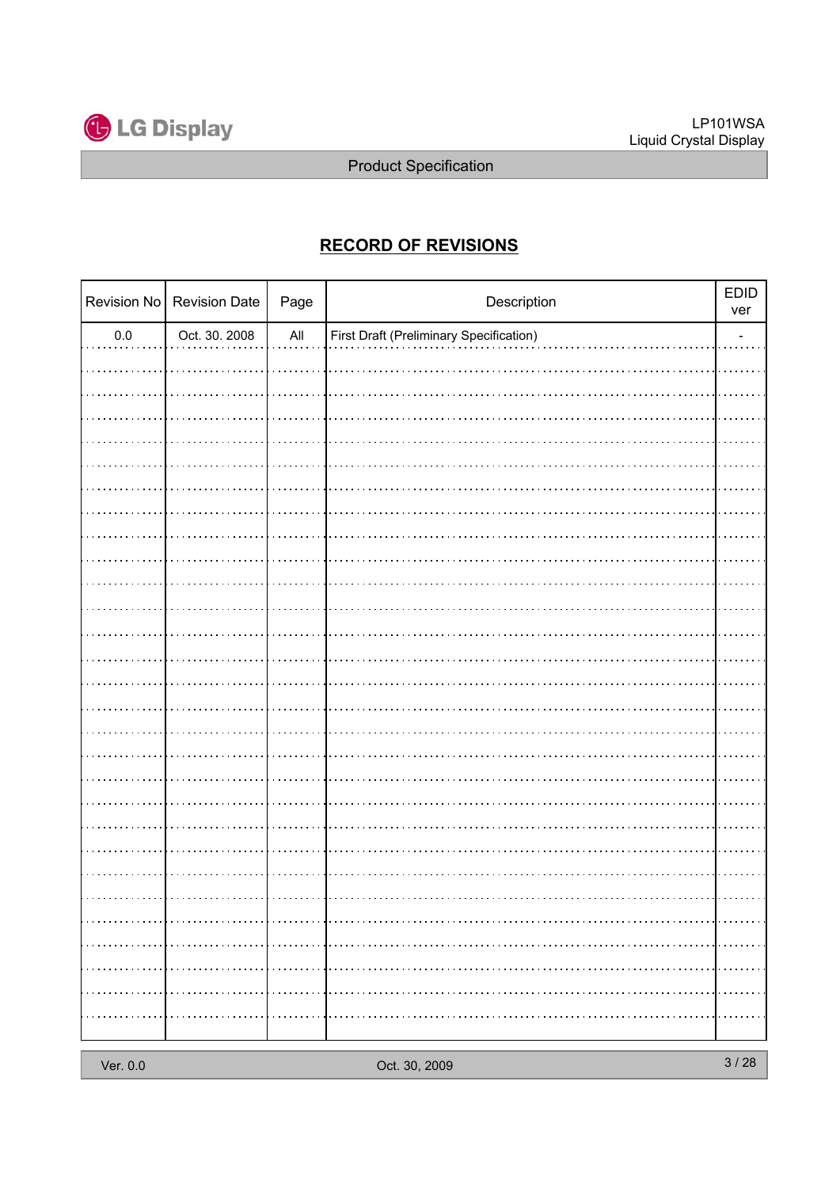# RECORD OF REVISIONS

| Revision No | Revision Date | Page | Description | EDID ver |
|---|---|---|---|---|
| 0.0 | Oct. 30. 2008 | All | First Draft (Preliminary Specification) | - |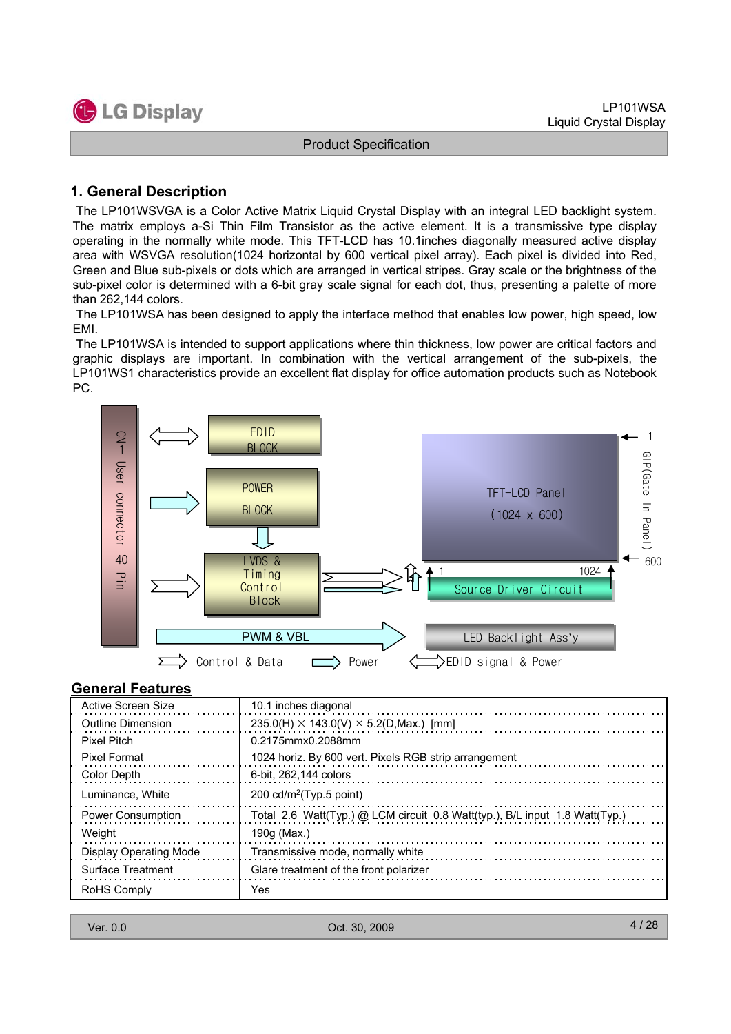## 1. General Description

The LP101WSVGA is a Color Active Matrix Liquid Crystal Display with an integral LED backlight system. The matrix employs a-Si Thin Film Transistor as the active element. It is a transmissive type display operating in the normally white mode. This TFT-LCD has 10.1inches diagonally measured active display area with WSVGA resolution(1024 horizontal by 600 vertical pixel array). Each pixel is divided into Red, Green and Blue sub-pixels or dots which are arranged in vertical stripes. Gray scale or the brightness of the sub-pixel color is determined with a 6-bit gray scale signal for each dot, thus, presenting a palette of more than 262,144 colors.

The LP101WSA has been designed to apply the interface method that enables low power, high speed, low EMI.

The LP101WSA is intended to support applications where thin thickness, low power are critical factors and graphic displays are important. In combination with the vertical arrangement of the sub-pixels, the LP101WS1 characteristics provide an excellent flat display for office automation products such as Notebook PC.

CN1 User connector 40 Pin

EDID BLOCK

POWER BLOCK

LVDS & Timing Control Block

PWM & VBL

TFT-LCD Panel (1024 x 600)

GIP(Gate In Panel) 1 600

Source Driver Circuit 1 1024

LED Backlight Ass'y

Control & Data    Power    EDID signal & Power

## General Features

| | |
|---|---|
| Active Screen Size | 10.1 inches diagonal |
| Outline Dimension | 235.0(H) × 143.0(V) × 5.2(D,Max.) [mm] |
| Pixel Pitch | 0.2175mmx0.2088mm |
| Pixel Format | 1024 horiz. By 600 vert. Pixels RGB strip arrangement |
| Color Depth | 6-bit, 262,144 colors |
| Luminance, White | 200 cd/m$^2$(Typ.5 point) |
| Power Consumption | Total 2.6 Watt(Typ.) @ LCM circuit 0.8 Watt(typ.), B/L input 1.8 Watt(Typ.) |
| Weight | 190g (Max.) |
| Display Operating Mode | Transmissive mode, normally white |
| Surface Treatment | Glare treatment of the front polarizer |
| RoHS Comply | Yes |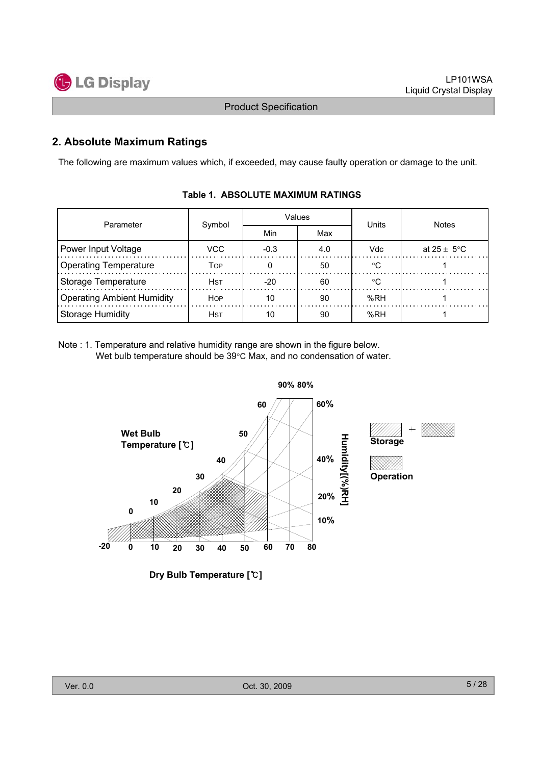## 2. Absolute Maximum Ratings

The following are maximum values which, if exceeded, may cause faulty operation or damage to the unit.

**Table 1. ABSOLUTE MAXIMUM RATINGS**

| Parameter | Symbol | Values | | Units | Notes |
|---|---|---|---|---|---|
| | | Min | Max | | |
| Power Input Voltage | VCC | -0.3 | 4.0 | Vdc | at 25 ± 5°C |
| Operating Temperature | $T_{OP}$ | 0 | 50 | °C | 1 |
| Storage Temperature | $H_{ST}$ | -20 | 60 | °C | 1 |
| Operating Ambient Humidity | $H_{OP}$ | 10 | 90 | %RH | 1 |
| Storage Humidity | $H_{ST}$ | 10 | 90 | %RH | 1 |

Note : 1. Temperature and relative humidity range are shown in the figure below.
Wet bulb temperature should be 39°C Max, and no condensation of water.

Wet Bulb Temperature [℃]

Humidity[(%)RH]

Storage

Operation

Dry Bulb Temperature [℃]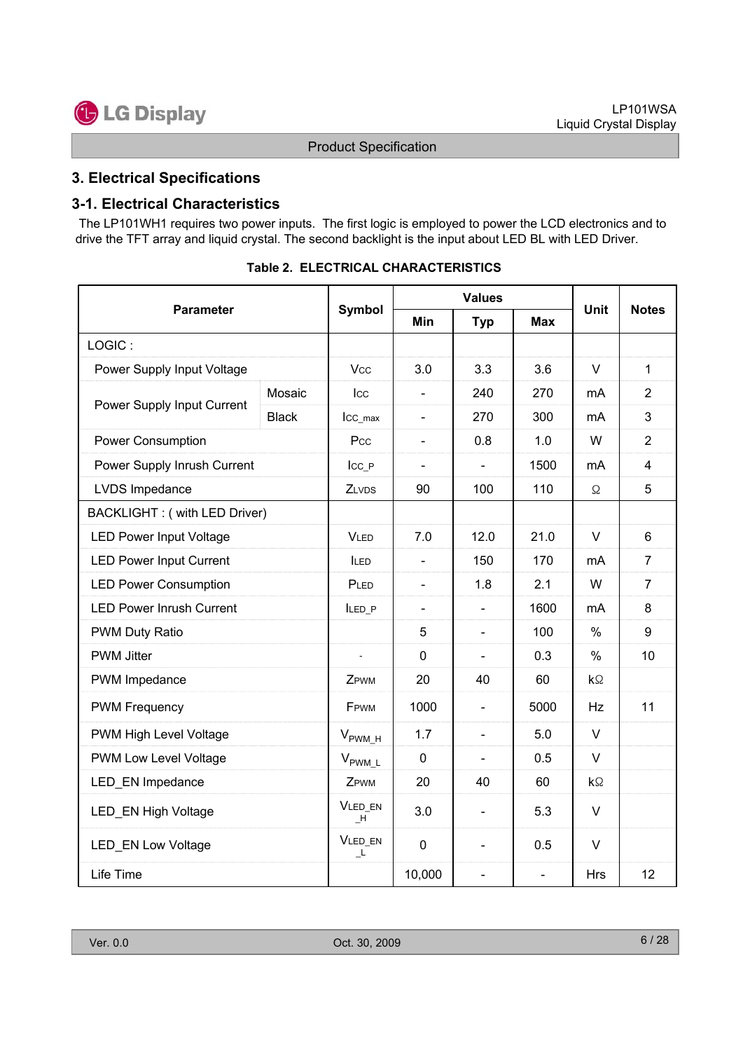## 3. Electrical Specifications

### 3-1. Electrical Characteristics

The LP101WH1 requires two power inputs. The first logic is employed to power the LCD electronics and to drive the TFT array and liquid crystal. The second backlight is the input about LED BL with LED Driver.

**Table 2. ELECTRICAL CHARACTERISTICS**

| Parameter | | Symbol | Values | | | Unit | Notes |
|---|---|---|---|---|---|---|---|
| | | | Min | Typ | Max | | |
| LOGIC : | | | | | | | |
| Power Supply Input Voltage | | $V_{CC}$ | 3.0 | 3.3 | 3.6 | V | 1 |
| Power Supply Input Current | Mosaic | $I_{CC}$ | - | 240 | 270 | mA | 2 |
| | Black | $I_{CC\_max}$ | - | 270 | 300 | mA | 3 |
| Power Consumption | | $P_{CC}$ | - | 0.8 | 1.0 | W | 2 |
| Power Supply Inrush Current | | $I_{CC\_P}$ | - | - | 1500 | mA | 4 |
| LVDS Impedance | | $Z_{LVDS}$ | 90 | 100 | 110 | Ω | 5 |
| BACKLIGHT : ( with LED Driver) | | | | | | | |
| LED Power Input Voltage | | $V_{LED}$ | 7.0 | 12.0 | 21.0 | V | 6 |
| LED Power Input Current | | $I_{LED}$ | - | 150 | 170 | mA | 7 |
| LED Power Consumption | | $P_{LED}$ | - | 1.8 | 2.1 | W | 7 |
| LED Power Inrush Current | | $I_{LED\_P}$ | - | - | 1600 | mA | 8 |
| PWM Duty Ratio | | | 5 | - | 100 | % | 9 |
| PWM Jitter | | - | 0 | - | 0.3 | % | 10 |
| PWM Impedance | | $Z_{PWM}$ | 20 | 40 | 60 | kΩ | |
| PWM Frequency | | $F_{PWM}$ | 1000 | - | 5000 | Hz | 11 |
| PWM High Level Voltage | | $V_{PWM\_H}$ | 1.7 | - | 5.0 | V | |
| PWM Low Level Voltage | | $V_{PWM\_L}$ | 0 | - | 0.5 | V | |
| LED_EN Impedance | | $Z_{PWM}$ | 20 | 40 | 60 | kΩ | |
| LED_EN High Voltage | | $V_{LED\_EN\_H}$ | 3.0 | - | 5.3 | V | |
| LED_EN Low Voltage | | $V_{LED\_EN\_L}$ | 0 | - | 0.5 | V | |
| Life Time | | | 10,000 | - | - | Hrs | 12 |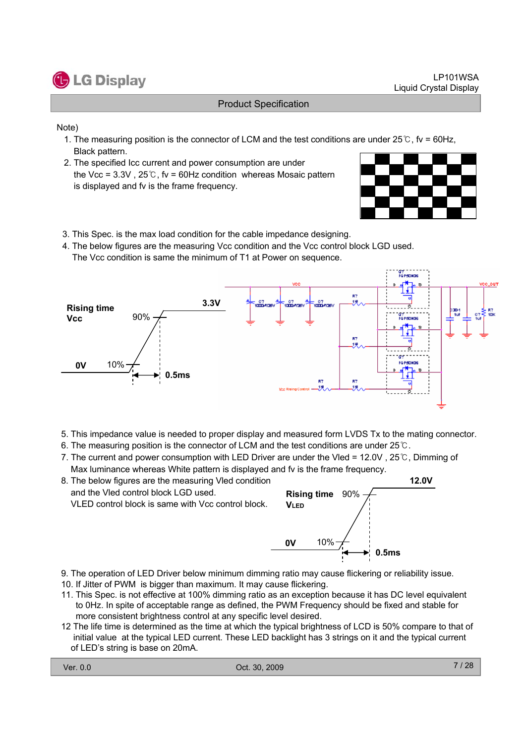Note)

1. The measuring position is the connector of LCM and the test conditions are under 25℃, fv = 60Hz, Black pattern.
2. The specified Icc current and power consumption are under the Vcc = 3.3V , 25℃, fv = 60Hz condition whereas Mosaic pattern is displayed and fv is the frame frequency.
3. This Spec. is the max load condition for the cable impedance designing.
4. The below figures are the measuring Vcc condition and the Vcc control block LGD used. The Vcc condition is same the minimum of T1 at Power on sequence.

Rising time Vcc — 3.3V, 90%, 0V, 10%, 0.5ms

5. This impedance value is needed to proper display and measured form LVDS Tx to the mating connector.
6. The measuring position is the connector of LCM and the test conditions are under 25℃.
7. The current and power consumption with LED Driver are under the Vled = 12.0V , 25℃, Dimming of Max luminance whereas White pattern is displayed and fv is the frame frequency.
8. The below figures are the measuring Vled condition and the Vled control block LGD used. VLED control block is same with Vcc control block.

Rising time VLED — 12.0V, 90%, 0V, 10%, 0.5ms

9. The operation of LED Driver below minimum dimming ratio may cause flickering or reliability issue.
10. If Jitter of PWM is bigger than maximum. It may cause flickering.
11. This Spec. is not effective at 100% dimming ratio as an exception because it has DC level equivalent to 0Hz. In spite of acceptable range as defined, the PWM Frequency should be fixed and stable for more consistent brightness control at any specific level desired.
12. The life time is determined as the time at which the typical brightness of LCD is 50% compare to that of initial value at the typical LED current. These LED backlight has 3 strings on it and the typical current of LED's string is base on 20mA.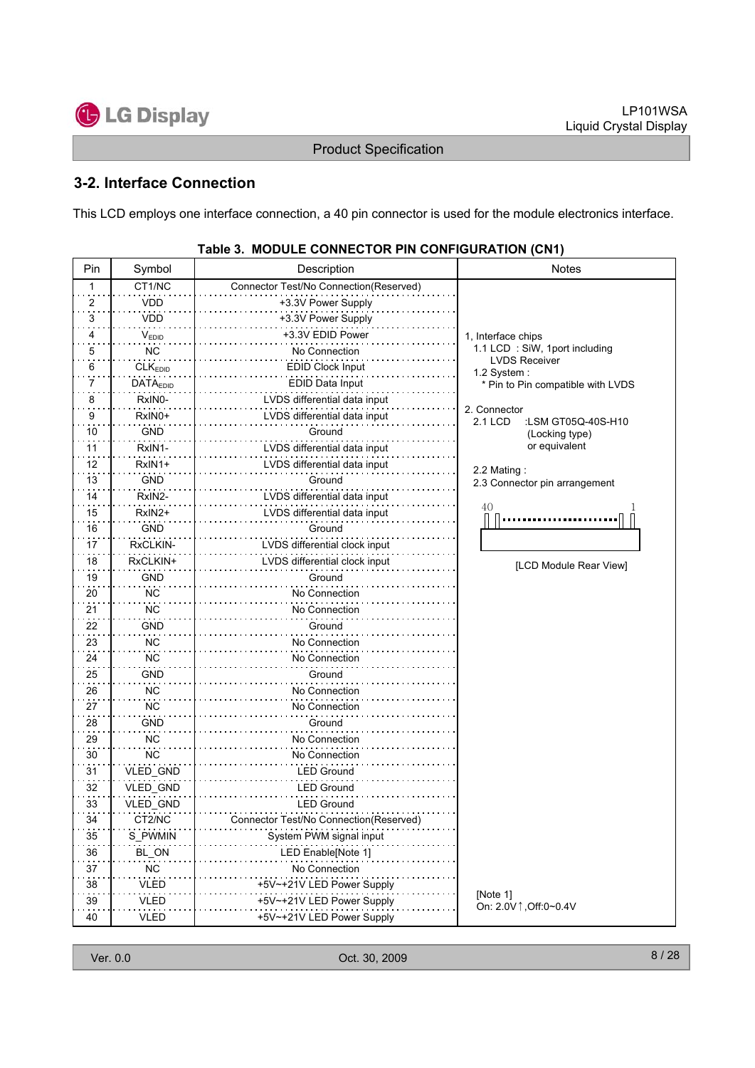## 3-2. Interface Connection

This LCD employs one interface connection, a 40 pin connector is used for the module electronics interface.

**Table 3. MODULE CONNECTOR PIN CONFIGURATION (CN1)**

| Pin | Symbol | Description | Notes |
|---|---|---|---|
| 1 | CT1/NC | Connector Test/No Connection(Reserved) | 1, Interface chips<br>1.1 LCD : SiW, 1port including LVDS Receiver<br>1.2 System :<br>\* Pin to Pin compatible with LVDS<br><br>2. Connector<br>2.1 LCD :LSM GT05Q-40S-H10 (Locking type) or equivalent<br>2.2 Mating :<br>2.3 Connector pin arrangement<br>40 ... 1<br>[LCD Module Rear View] |
| 2 | VDD | +3.3V Power Supply | |
| 3 | VDD | +3.3V Power Supply | |
| 4 | $V_{EDID}$ | +3.3V EDID Power | |
| 5 | NC | No Connection | |
| 6 | $CLK_{EDID}$ | EDID Clock Input | |
| 7 | $DATA_{EDID}$ | EDID Data Input | |
| 8 | RxIN0- | LVDS differential data input | |
| 9 | RxIN0+ | LVDS differential data input | |
| 10 | GND | Ground | |
| 11 | RxIN1- | LVDS differential data input | |
| 12 | RxIN1+ | LVDS differential data input | |
| 13 | GND | Ground | |
| 14 | RxIN2- | LVDS differential data input | |
| 15 | RxIN2+ | LVDS differential data input | |
| 16 | GND | Ground | |
| 17 | RxCLKIN- | LVDS differential clock input | |
| 18 | RxCLKIN+ | LVDS differential clock input | |
| 19 | GND | Ground | |
| 20 | NC | No Connection | |
| 21 | NC | No Connection | |
| 22 | GND | Ground | |
| 23 | NC | No Connection | |
| 24 | NC | No Connection | |
| 25 | GND | Ground | |
| 26 | NC | No Connection | |
| 27 | NC | No Connection | |
| 28 | GND | Ground | |
| 29 | NC | No Connection | |
| 30 | NC | No Connection | |
| 31 | VLED_GND | LED Ground | |
| 32 | VLED_GND | LED Ground | |
| 33 | VLED_GND | LED Ground | |
| 34 | CT2/NC | Connector Test/No Connection(Reserved) | |
| 35 | S_PWMIN | System PWM signal input | |
| 36 | BL_ON | LED Enable[Note 1] | |
| 37 | NC | No Connection | |
| 38 | VLED | +5V~+21V LED Power Supply | [Note 1]<br>On: 2.0V↑,Off:0~0.4V |
| 39 | VLED | +5V~+21V LED Power Supply | |
| 40 | VLED | +5V~+21V LED Power Supply | |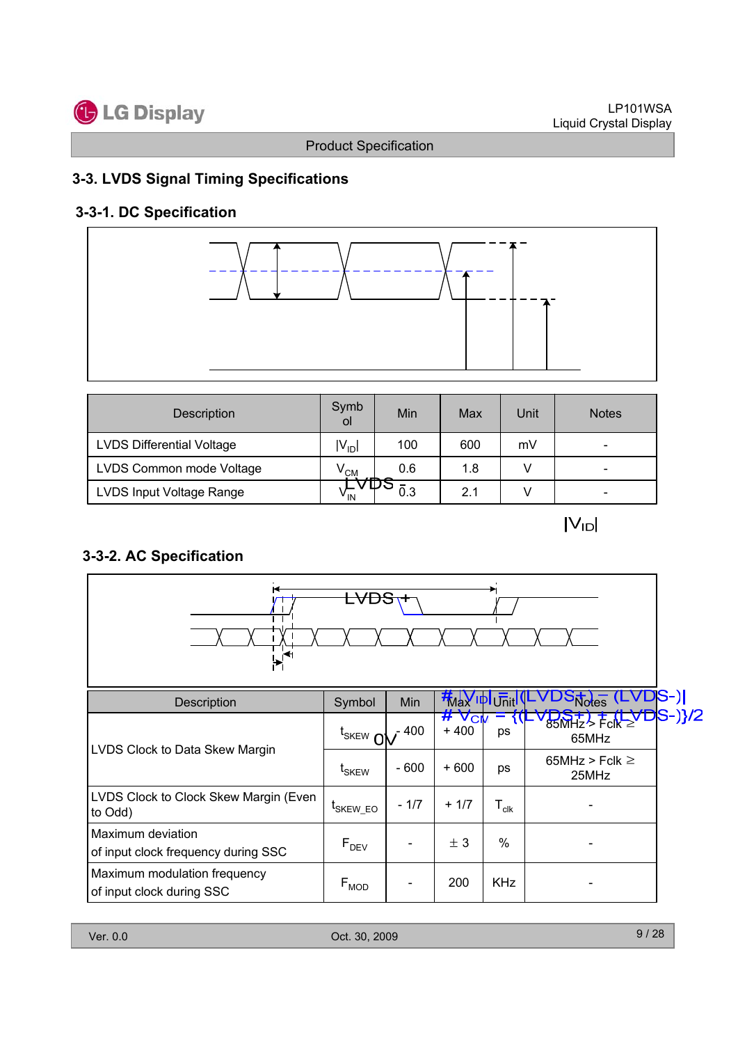## 3-3. LVDS Signal Timing Specifications

### 3-3-1. DC Specification

| Description | Symbol | Min | Max | Unit | Notes |
|---|---|---|---|---|---|
| LVDS Differential Voltage | $\|V_{ID}\|$ | 100 | 600 | mV | - |
| LVDS Common mode Voltage | $V_{CM}$ | 0.6 | 1.8 | V | - |
| LVDS Input Voltage Range | $V_{IN}$ | 0.3 | 2.1 | V | - |

LVDS -

$|V_{ID}|$

### 3-3-2. AC Specification

LVDS +

0V

# $|V_{ID}| = |(LVDS+) - (LVDS-)|$

# $V_{CM} = \{(LVDS+) + (LVDS-)\}/2$

| Description | Symbol | Min | Max | Unit | Notes |
|---|---|---|---|---|---|
| LVDS Clock to Data Skew Margin | $t_{SKEW}$ | - 400 | + 400 | ps | 85MHz > Fclk ≥ 65MHz |
| | $t_{SKEW}$ | - 600 | + 600 | ps | 65MHz > Fclk ≥ 25MHz |
| LVDS Clock to Clock Skew Margin (Even to Odd) | $t_{SKEW\_EO}$ | - 1/7 | + 1/7 | $T_{clk}$ | - |
| Maximum deviation of input clock frequency during SSC | $F_{DEV}$ | - | ± 3 | % | - |
| Maximum modulation frequency of input clock during SSC | $F_{MOD}$ | - | 200 | KHz | - |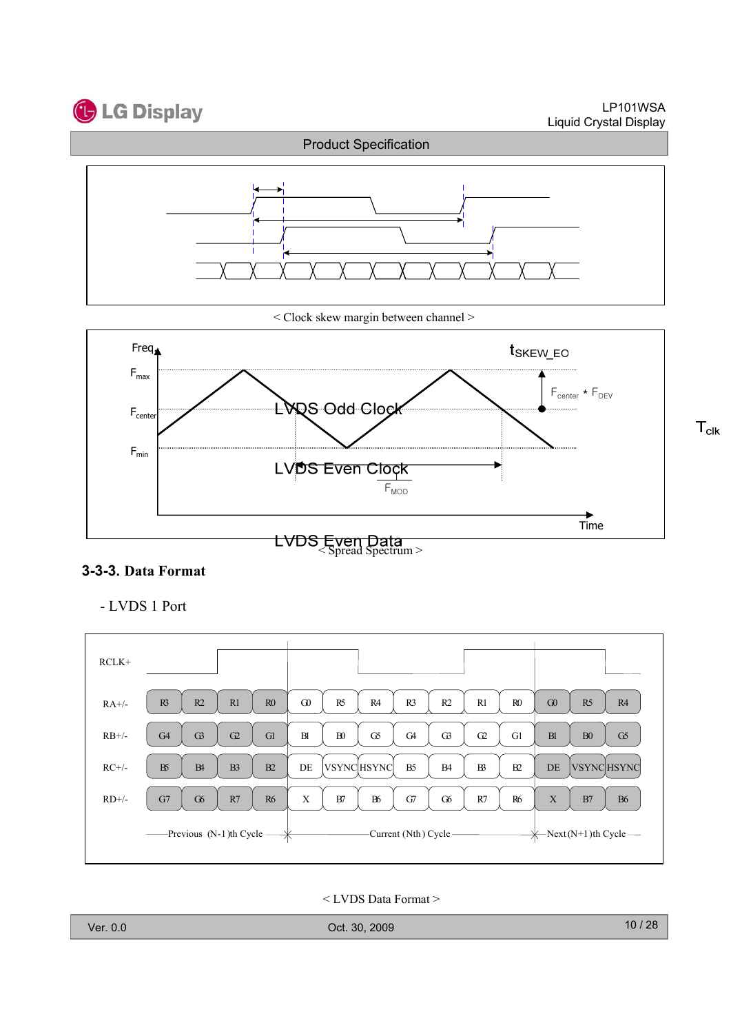< Clock skew margin between channel >

< Spread Spectrum >

### 3-3-3. Data Format

- LVDS 1 Port

| RCLK+ | | | | | | | | | | | | | | |
|---|---|---|---|---|---|---|---|---|---|---|---|---|---|---|
| RA+/- | R3 | R2 | R1 | R0 | G0 | R5 | R4 | R3 | R2 | R1 | R0 | G0 | R5 | R4 |
| RB+/- | G4 | G3 | G2 | G1 | B1 | B0 | G5 | G4 | G3 | G2 | G1 | B1 | B0 | G5 |
| RC+/- | B5 | B4 | B3 | B2 | DE | VSYNC | HSYNC | B5 | B4 | B3 | B2 | DE | VSYNC | HSYNC |
| RD+/- | G7 | G6 | R7 | R6 | X | B7 | B6 | G7 | G6 | R7 | R6 | X | B7 | B6 |
| | Previous (N-1)th Cycle | | | | Current (Nth) Cycle | | | | | | | Next (N+1)th Cycle | | |

< LVDS Data Format >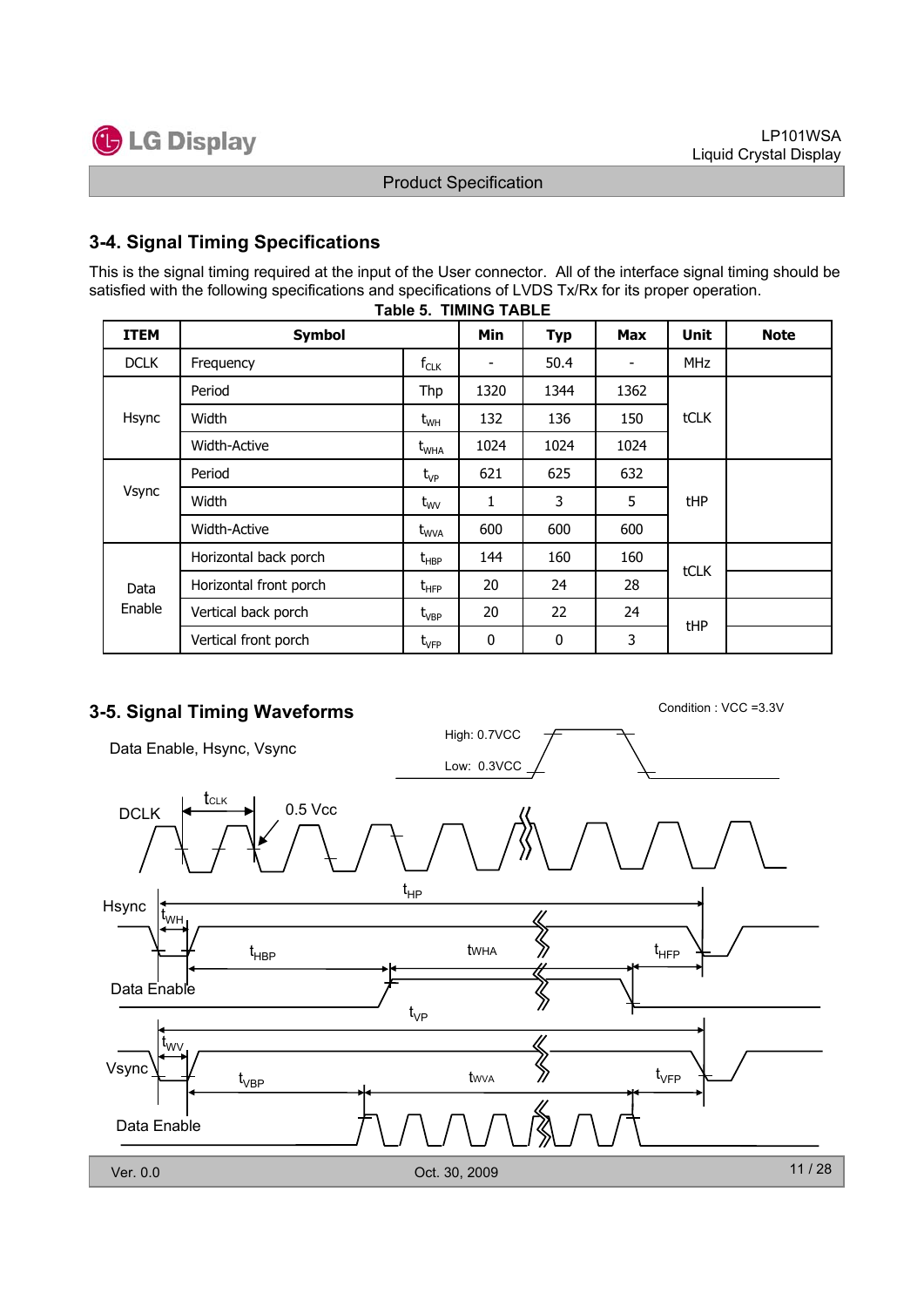## 3-4. Signal Timing Specifications

This is the signal timing required at the input of the User connector. All of the interface signal timing should be satisfied with the following specifications and specifications of LVDS Tx/Rx for its proper operation.

**Table 5. TIMING TABLE**

| ITEM | Symbol | | Min | Typ | Max | Unit | Note |
|---|---|---|---|---|---|---|---|
| DCLK | Frequency | $f_{CLK}$ | - | 50.4 | - | MHz | |
| Hsync | Period | Thp | 1320 | 1344 | 1362 | tCLK | |
| | Width | $t_{WH}$ | 132 | 136 | 150 | | |
| | Width-Active | $t_{WHA}$ | 1024 | 1024 | 1024 | | |
| Vsync | Period | $t_{VP}$ | 621 | 625 | 632 | tHP | |
| | Width | $t_{WV}$ | 1 | 3 | 5 | | |
| | Width-Active | $t_{WVA}$ | 600 | 600 | 600 | | |
| Data Enable | Horizontal back porch | $t_{HBP}$ | 144 | 160 | 160 | tCLK | |
| | Horizontal front porch | $t_{HFP}$ | 20 | 24 | 28 | | |
| | Vertical back porch | $t_{VBP}$ | 20 | 22 | 24 | tHP | |
| | Vertical front porch | $t_{VFP}$ | 0 | 0 | 3 | | |

## 3-5. Signal Timing Waveforms

Condition : VCC =3.3V

Data Enable, Hsync, Vsync — High: 0.7VCC, Low: 0.3VCC

DCLK — $t_{CLK}$, 0.5 Vcc

Hsync — $t_{HP}$, $t_{WH}$, $t_{HBP}$, tWHA, $t_{HFP}$, Data Enable

Vsync — $t_{VP}$, $t_{WV}$, $t_{VBP}$, tWVA, $t_{VFP}$, Data Enable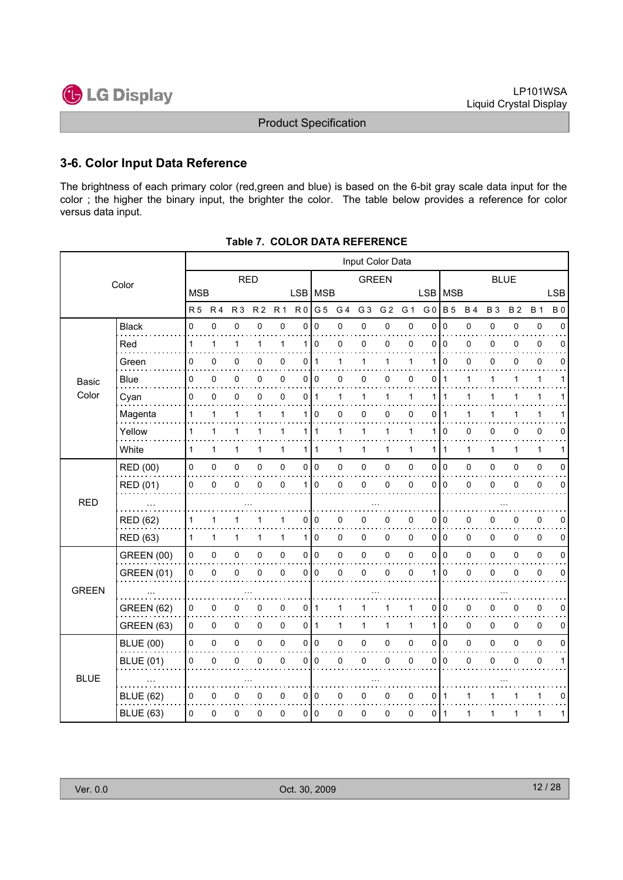## 3-6. Color Input Data Reference

The brightness of each primary color (red,green and blue) is based on the 6-bit gray scale data input for the color ; the higher the binary input, the brighter the color. The table below provides a reference for color versus data input.

**Table 7. COLOR DATA REFERENCE**

| Color | | Input Color Data | | | | | | | | | | | | | | | | | |
|---|---|---|---|---|---|---|---|---|---|---|---|---|---|---|---|---|---|---|---|
| | | RED | | | | | | GREEN | | | | | | BLUE | | | | | |
| | | MSB | | | | | LSB | MSB | | | | | LSB | MSB | | | | | LSB |
| | | R 5 | R 4 | R 3 | R 2 | R 1 | R 0 | G 5 | G 4 | G 3 | G 2 | G 1 | G 0 | B 5 | B 4 | B 3 | B 2 | B 1 | B 0 |
| Basic Color | Black | 0 | 0 | 0 | 0 | 0 | 0 | 0 | 0 | 0 | 0 | 0 | 0 | 0 | 0 | 0 | 0 | 0 | 0 |
| | Red | 1 | 1 | 1 | 1 | 1 | 1 | 0 | 0 | 0 | 0 | 0 | 0 | 0 | 0 | 0 | 0 | 0 | 0 |
| | Green | 0 | 0 | 0 | 0 | 0 | 0 | 1 | 1 | 1 | 1 | 1 | 1 | 0 | 0 | 0 | 0 | 0 | 0 |
| | Blue | 0 | 0 | 0 | 0 | 0 | 0 | 0 | 0 | 0 | 0 | 0 | 0 | 1 | 1 | 1 | 1 | 1 | 1 |
| | Cyan | 0 | 0 | 0 | 0 | 0 | 0 | 1 | 1 | 1 | 1 | 1 | 1 | 1 | 1 | 1 | 1 | 1 | 1 |
| | Magenta | 1 | 1 | 1 | 1 | 1 | 1 | 0 | 0 | 0 | 0 | 0 | 0 | 1 | 1 | 1 | 1 | 1 | 1 |
| | Yellow | 1 | 1 | 1 | 1 | 1 | 1 | 1 | 1 | 1 | 1 | 1 | 1 | 0 | 0 | 0 | 0 | 0 | 0 |
| | White | 1 | 1 | 1 | 1 | 1 | 1 | 1 | 1 | 1 | 1 | 1 | 1 | 1 | 1 | 1 | 1 | 1 | 1 |
| RED | RED (00) | 0 | 0 | 0 | 0 | 0 | 0 | 0 | 0 | 0 | 0 | 0 | 0 | 0 | 0 | 0 | 0 | 0 | 0 |
| | RED (01) | 0 | 0 | 0 | 0 | 0 | 1 | 0 | 0 | 0 | 0 | 0 | 0 | 0 | 0 | 0 | 0 | 0 | 0 |
| | ... | ... | | | | | | ... | | | | | | ... | | | | | |
| | RED (62) | 1 | 1 | 1 | 1 | 1 | 0 | 0 | 0 | 0 | 0 | 0 | 0 | 0 | 0 | 0 | 0 | 0 | 0 |
| | RED (63) | 1 | 1 | 1 | 1 | 1 | 1 | 0 | 0 | 0 | 0 | 0 | 0 | 0 | 0 | 0 | 0 | 0 | 0 |
| GREEN | GREEN (00) | 0 | 0 | 0 | 0 | 0 | 0 | 0 | 0 | 0 | 0 | 0 | 0 | 0 | 0 | 0 | 0 | 0 | 0 |
| | GREEN (01) | 0 | 0 | 0 | 0 | 0 | 0 | 0 | 0 | 0 | 0 | 0 | 1 | 0 | 0 | 0 | 0 | 0 | 0 |
| | ... | ... | | | | | | ... | | | | | | ... | | | | | |
| | GREEN (62) | 0 | 0 | 0 | 0 | 0 | 0 | 1 | 1 | 1 | 1 | 1 | 0 | 0 | 0 | 0 | 0 | 0 | 0 |
| | GREEN (63) | 0 | 0 | 0 | 0 | 0 | 0 | 1 | 1 | 1 | 1 | 1 | 1 | 0 | 0 | 0 | 0 | 0 | 0 |
| BLUE | BLUE (00) | 0 | 0 | 0 | 0 | 0 | 0 | 0 | 0 | 0 | 0 | 0 | 0 | 0 | 0 | 0 | 0 | 0 | 0 |
| | BLUE (01) | 0 | 0 | 0 | 0 | 0 | 0 | 0 | 0 | 0 | 0 | 0 | 0 | 0 | 0 | 0 | 0 | 0 | 1 |
| | ... | ... | | | | | | ... | | | | | | ... | | | | | |
| | BLUE (62) | 0 | 0 | 0 | 0 | 0 | 0 | 0 | 0 | 0 | 0 | 0 | 0 | 1 | 1 | 1 | 1 | 1 | 0 |
| | BLUE (63) | 0 | 0 | 0 | 0 | 0 | 0 | 0 | 0 | 0 | 0 | 0 | 0 | 1 | 1 | 1 | 1 | 1 | 1 |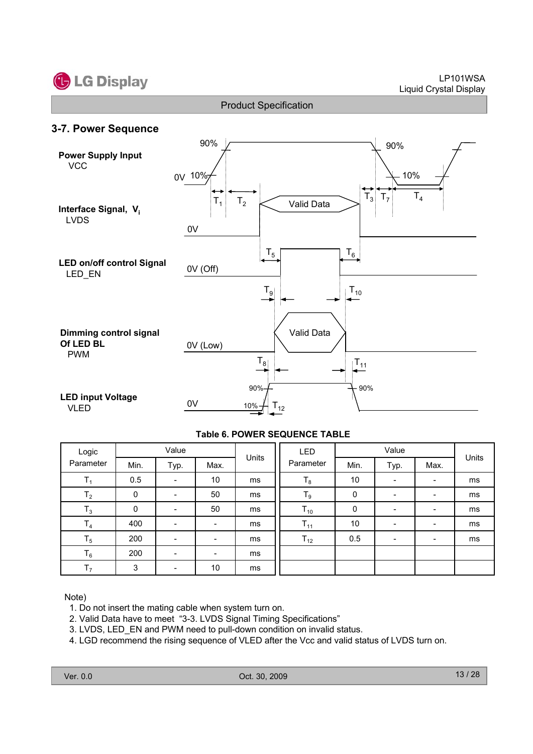## 3-7. Power Sequence

**Power Supply Input**
VCC

**Interface Signal, $V_i$**
LVDS

**LED on/off control Signal**
LED_EN

**Dimming control signal Of LED BL**
PWM

**LED input Voltage**
VLED

**Table 6. POWER SEQUENCE TABLE**

| Logic Parameter | Value | | | Units | LED Parameter | Value | | | Units |
|---|---|---|---|---|---|---|---|---|---|
| | Min. | Typ. | Max. | | | Min. | Typ. | Max. | |
| $T_1$ | 0.5 | - | 10 | ms | $T_8$ | 10 | - | - | ms |
| $T_2$ | 0 | - | 50 | ms | $T_9$ | 0 | - | - | ms |
| $T_3$ | 0 | - | 50 | ms | $T_{10}$ | 0 | - | - | ms |
| $T_4$ | 400 | - | - | ms | $T_{11}$ | 10 | - | - | ms |
| $T_5$ | 200 | - | - | ms | $T_{12}$ | 0.5 | - | - | ms |
| $T_6$ | 200 | - | - | ms | | | | | |
| $T_7$ | 3 | - | 10 | ms | | | | | |

Note)
1. Do not insert the mating cable when system turn on.
2. Valid Data have to meet "3-3. LVDS Signal Timing Specifications"
3. LVDS, LED_EN and PWM need to pull-down condition on invalid status.
4. LGD recommend the rising sequence of VLED after the Vcc and valid status of LVDS turn on.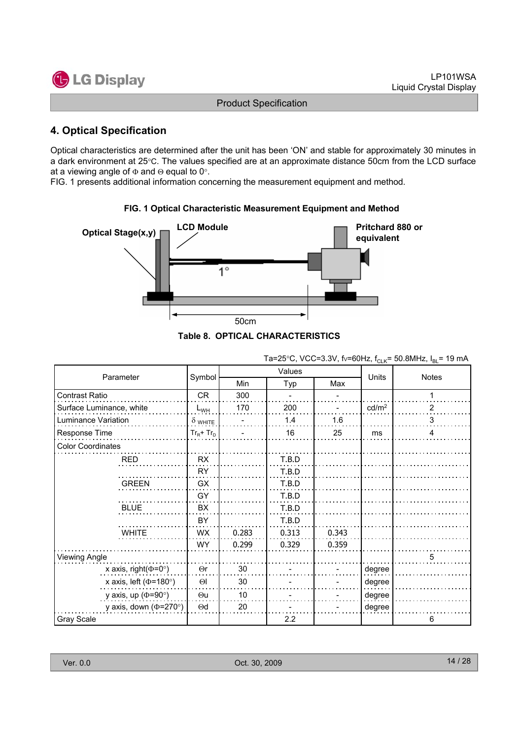## 4. Optical Specification

Optical characteristics are determined after the unit has been 'ON' and stable for approximately 30 minutes in a dark environment at 25°C. The values specified are at an approximate distance 50cm from the LCD surface at a viewing angle of Φ and Θ equal to 0°.

FIG. 1 presents additional information concerning the measurement equipment and method.

**FIG. 1 Optical Characteristic Measurement Equipment and Method**

Optical Stage(x,y) LCD Module Pritchard 880 or equivalent 1° 50cm

**Table 8. OPTICAL CHARACTERISTICS**

Ta=25°C, VCC=3.3V, fv=60Hz, $f_{CLK}$= 50.8MHz, $I_{BL}$= 19 mA

| Parameter | | Symbol | Values | | | Units | Notes |
|---|---|---|---|---|---|---|---|
| | | | Min | Typ | Max | | |
| Contrast Ratio | | CR | 300 | - | - | | 1 |
| Surface Luminance, white | | $L_{WH}$ | 170 | 200 | - | cd/m² | 2 |
| Luminance Variation | | $\delta_{WHITE}$ | - | 1.4 | 1.6 | | 3 |
| Response Time | | $Tr_R + Tr_D$ | - | 16 | 25 | ms | 4 |
| Color Coordinates | | | | | | | |
| | RED | RX | | T.B.D | | | |
| | | RY | | T.B.D | | | |
| | GREEN | GX | | T.B.D | | | |
| | | GY | | T.B.D | | | |
| | BLUE | BX | | T.B.D | | | |
| | | BY | | T.B.D | | | |
| | WHITE | WX | 0.283 | 0.313 | 0.343 | | |
| | | WY | 0.299 | 0.329 | 0.359 | | |
| Viewing Angle | | | | | | | 5 |
| | x axis, right(Φ=0°) | Θr | 30 | - | - | degree | |
| | x axis, left (Φ=180°) | Θl | 30 | - | - | degree | |
| | y axis, up (Φ=90°) | Θu | 10 | - | - | degree | |
| | y axis, down (Φ=270°) | Θd | 20 | - | - | degree | |
| Gray Scale | | | | 2.2 | | | 6 |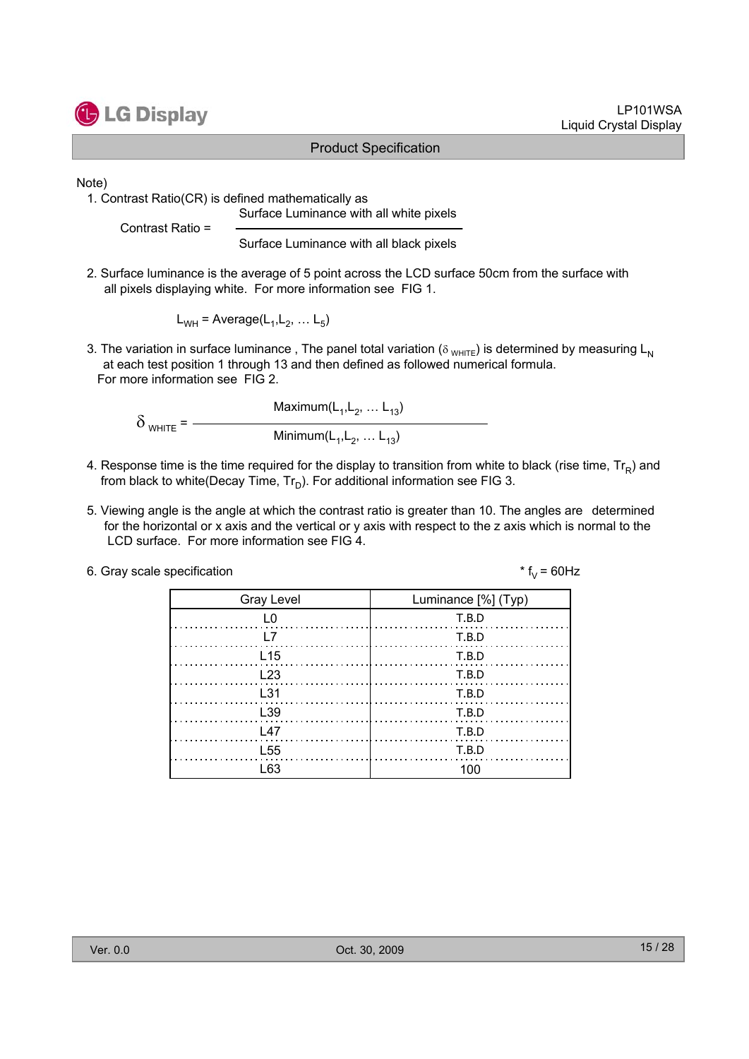Note)

1. Contrast Ratio(CR) is defined mathematically as

$$\text{Contrast Ratio} = \frac{\text{Surface Luminance with all white pixels}}{\text{Surface Luminance with all black pixels}}$$

2. Surface luminance is the average of 5 point across the LCD surface 50cm from the surface with all pixels displaying white. For more information see FIG 1.

$$L_{WH} = \text{Average}(L_1, L_2, \ldots L_5)$$

3. The variation in surface luminance , The panel total variation ($\delta_{WHITE}$) is determined by measuring $L_N$ at each test position 1 through 13 and then defined as followed numerical formula.
   For more information see FIG 2.

$$\delta_{WHITE} = \frac{\text{Maximum}(L_1, L_2, \ldots L_{13})}{\text{Minimum}(L_1, L_2, \ldots L_{13})}$$

4. Response time is the time required for the display to transition from white to black (rise time, $Tr_R$) and from black to white(Decay Time, $Tr_D$). For additional information see FIG 3.

5. Viewing angle is the angle at which the contrast ratio is greater than 10. The angles are determined for the horizontal or x axis and the vertical or y axis with respect to the z axis which is normal to the LCD surface. For more information see FIG 4.

6. Gray scale specification

\* $f_V$ = 60Hz

| Gray Level | Luminance [%] (Typ) |
|---|---|
| L0 | T.B.D |
| L7 | T.B.D |
| L15 | T.B.D |
| L23 | T.B.D |
| L31 | T.B.D |
| L39 | T.B.D |
| L47 | T.B.D |
| L55 | T.B.D |
| L63 | 100 |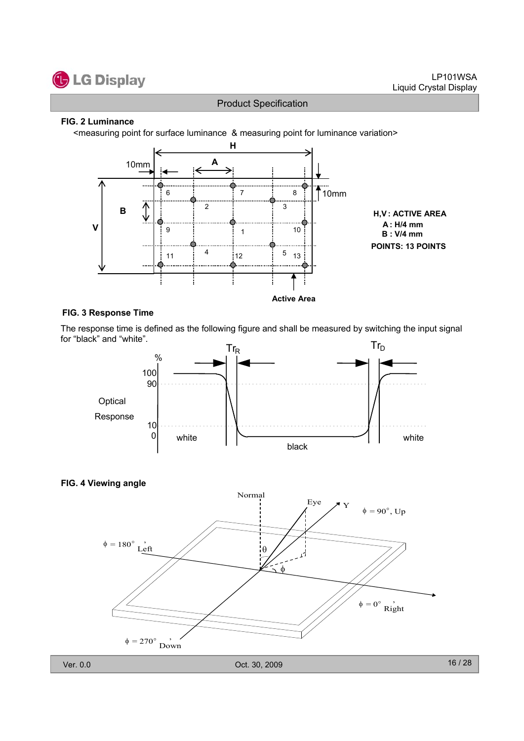**FIG. 2 Luminance**

<measuring point for surface luminance & measuring point for luminance variation>

H,V : ACTIVE AREA
A : H/4 mm
B : V/4 mm
POINTS: 13 POINTS

**FIG. 3 Response Time**

The response time is defined as the following figure and shall be measured by switching the input signal for “black” and “white”.

**FIG. 4 Viewing angle**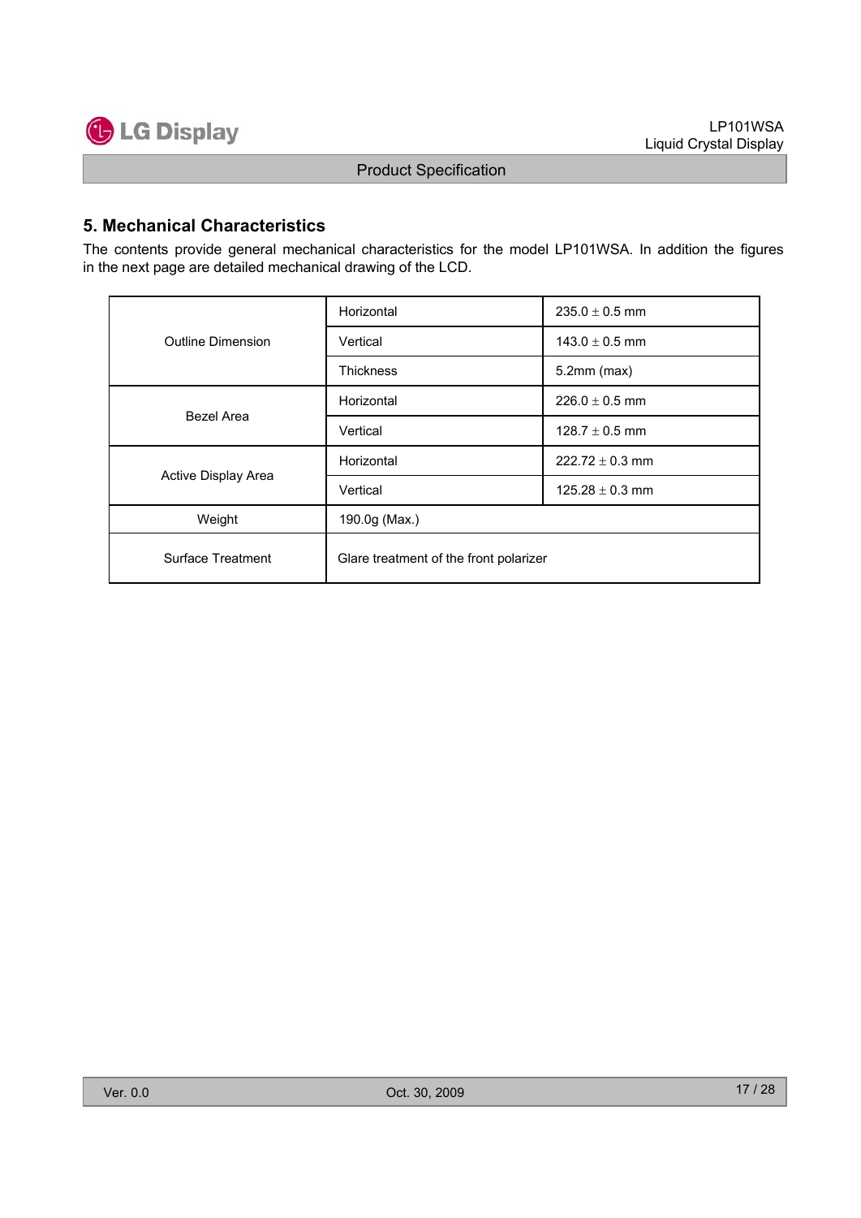## 5. Mechanical Characteristics

The contents provide general mechanical characteristics for the model LP101WSA. In addition the figures in the next page are detailed mechanical drawing of the LCD.

| | | |
|---|---|---|
| Outline Dimension | Horizontal | 235.0 ± 0.5 mm |
| | Vertical | 143.0 ± 0.5 mm |
| | Thickness | 5.2mm (max) |
| Bezel Area | Horizontal | 226.0 ± 0.5 mm |
| | Vertical | 128.7 ± 0.5 mm |
| Active Display Area | Horizontal | 222.72 ± 0.3 mm |
| | Vertical | 125.28 ± 0.3 mm |
| Weight | 190.0g (Max.) | |
| Surface Treatment | Glare treatment of the front polarizer | |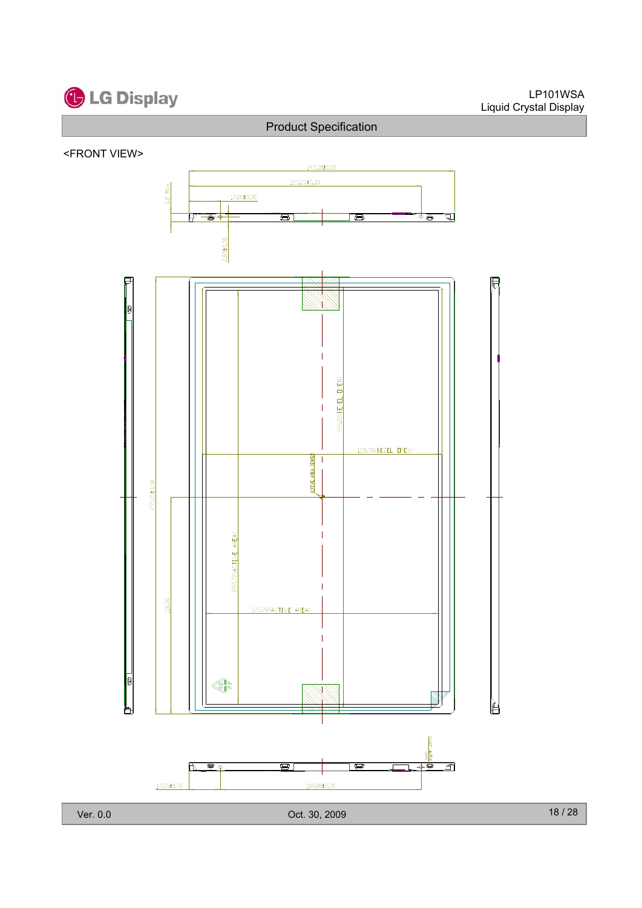<FRONT VIEW>

143.20±0.50

105.80±0.30

17.20±0.30

3.2 Max

6.80±0.30

226.00(BEZEL OPEN)

128.70(BEZEL OPEN)

ACTIVE AREA CENTER

235.00±0.50

222.72(ACTIVE AREA)

125.28(ACTIVE AREA)

116.90

17.20±0.30

108.80±0.30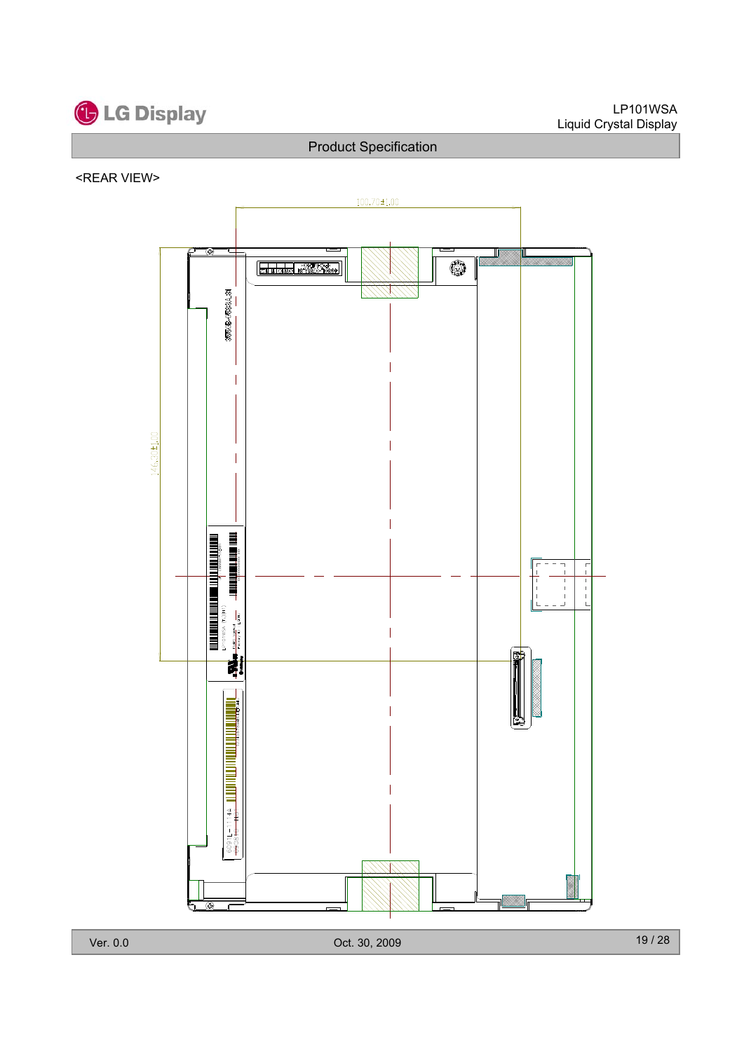<REAR VIEW>

100.73±1.00

146.30±1.00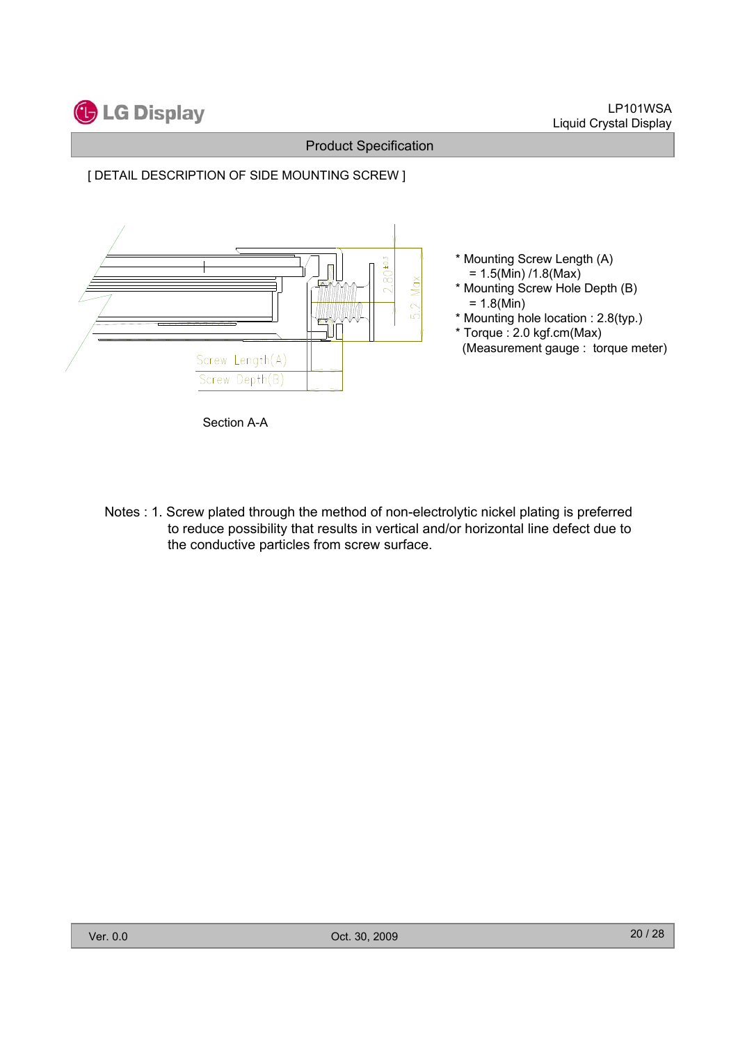[ DETAIL DESCRIPTION OF SIDE MOUNTING SCREW ]

* Mounting Screw Length (A)
  = 1.5(Min) /1.8(Max)
* Mounting Screw Hole Depth (B)
  = 1.8(Min)
* Mounting hole location : 2.8(typ.)
* Torque : 2.0 kgf.cm(Max)
  (Measurement gauge : torque meter)

Section A-A

Notes : 1. Screw plated through the method of non-electrolytic nickel plating is preferred to reduce possibility that results in vertical and/or horizontal line defect due to the conductive particles from screw surface.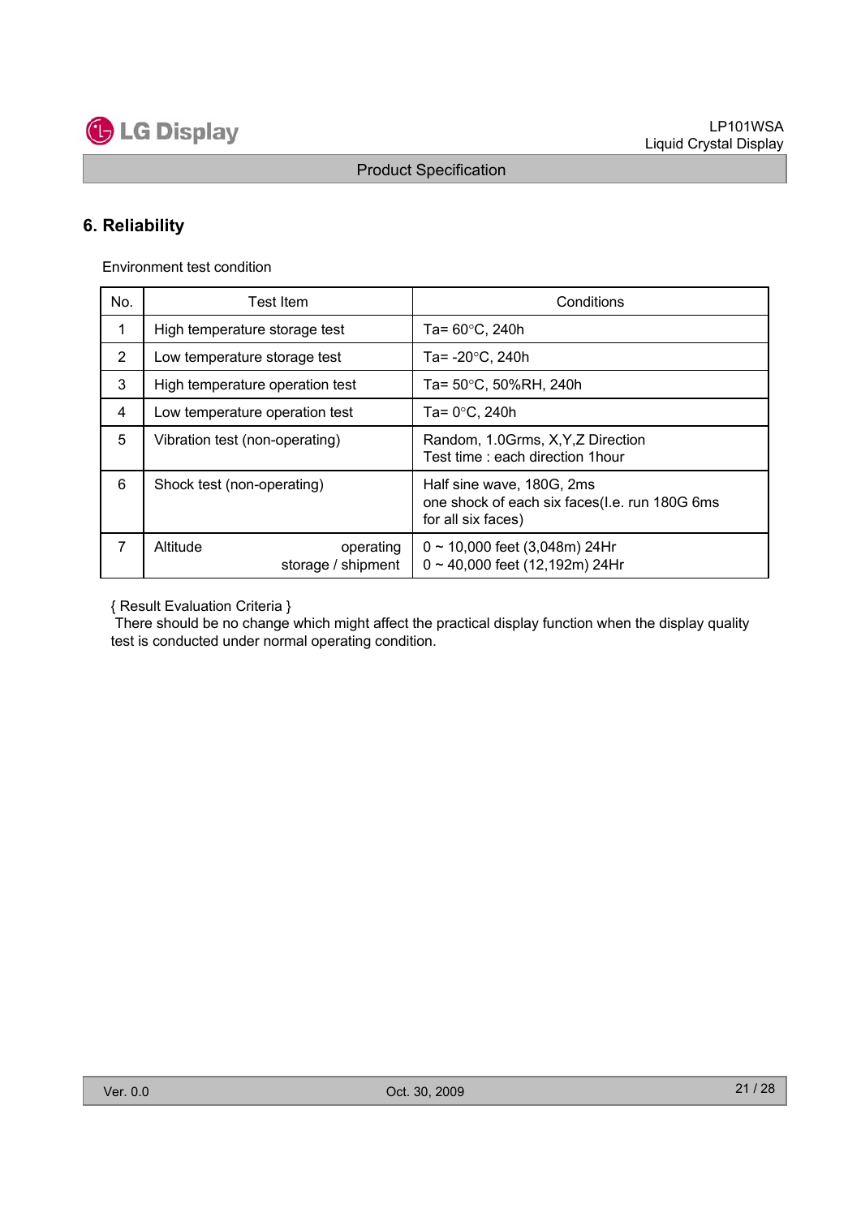## 6. Reliability

Environment test condition

| No. | Test Item | Conditions |
|---|---|---|
| 1 | High temperature storage test | Ta= 60°C, 240h |
| 2 | Low temperature storage test | Ta= -20°C, 240h |
| 3 | High temperature operation test | Ta= 50°C, 50%RH, 240h |
| 4 | Low temperature operation test | Ta= 0°C, 240h |
| 5 | Vibration test (non-operating) | Random, 1.0Grms, X,Y,Z Direction<br>Test time : each direction 1hour |
| 6 | Shock test (non-operating) | Half sine wave, 180G, 2ms<br>one shock of each six faces(I.e. run 180G 6ms for all six faces) |
| 7 | Altitude operating<br>storage / shipment | 0 ~ 10,000 feet (3,048m) 24Hr<br>0 ~ 40,000 feet (12,192m) 24Hr |

{ Result Evaluation Criteria }

There should be no change which might affect the practical display function when the display quality test is conducted under normal operating condition.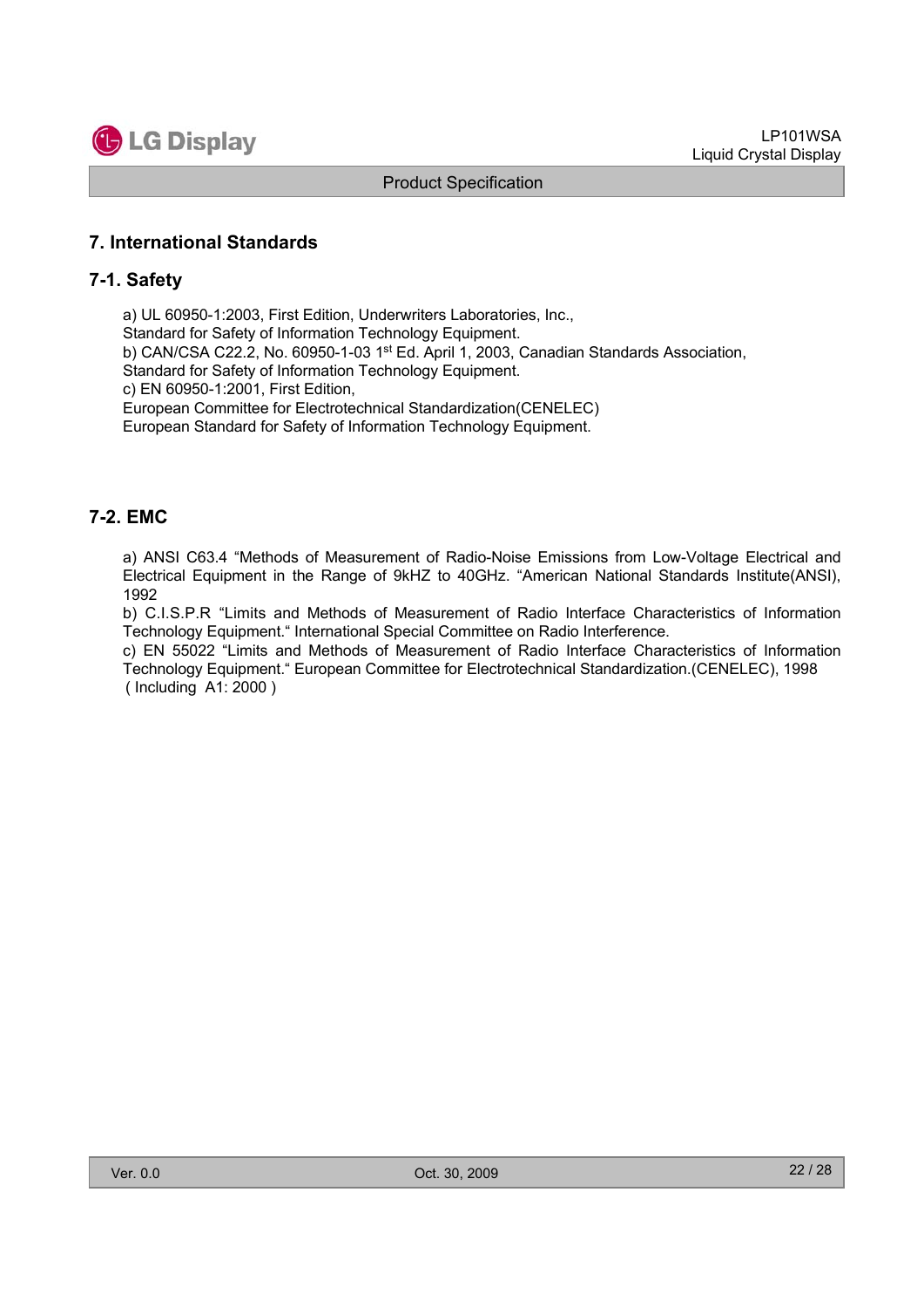## 7. International Standards

### 7-1. Safety

a) UL 60950-1:2003, First Edition, Underwriters Laboratories, Inc.,
Standard for Safety of Information Technology Equipment.
b) CAN/CSA C22.2, No. 60950-1-03 1st Ed. April 1, 2003, Canadian Standards Association,
Standard for Safety of Information Technology Equipment.
c) EN 60950-1:2001, First Edition,
European Committee for Electrotechnical Standardization(CENELEC)
European Standard for Safety of Information Technology Equipment.

### 7-2. EMC

a) ANSI C63.4 "Methods of Measurement of Radio-Noise Emissions from Low-Voltage Electrical and Electrical Equipment in the Range of 9kHZ to 40GHz. "American National Standards Institute(ANSI), 1992
b) C.I.S.P.R "Limits and Methods of Measurement of Radio Interface Characteristics of Information Technology Equipment." International Special Committee on Radio Interference.
c) EN 55022 "Limits and Methods of Measurement of Radio Interface Characteristics of Information Technology Equipment." European Committee for Electrotechnical Standardization.(CENELEC), 1998 ( Including A1: 2000 )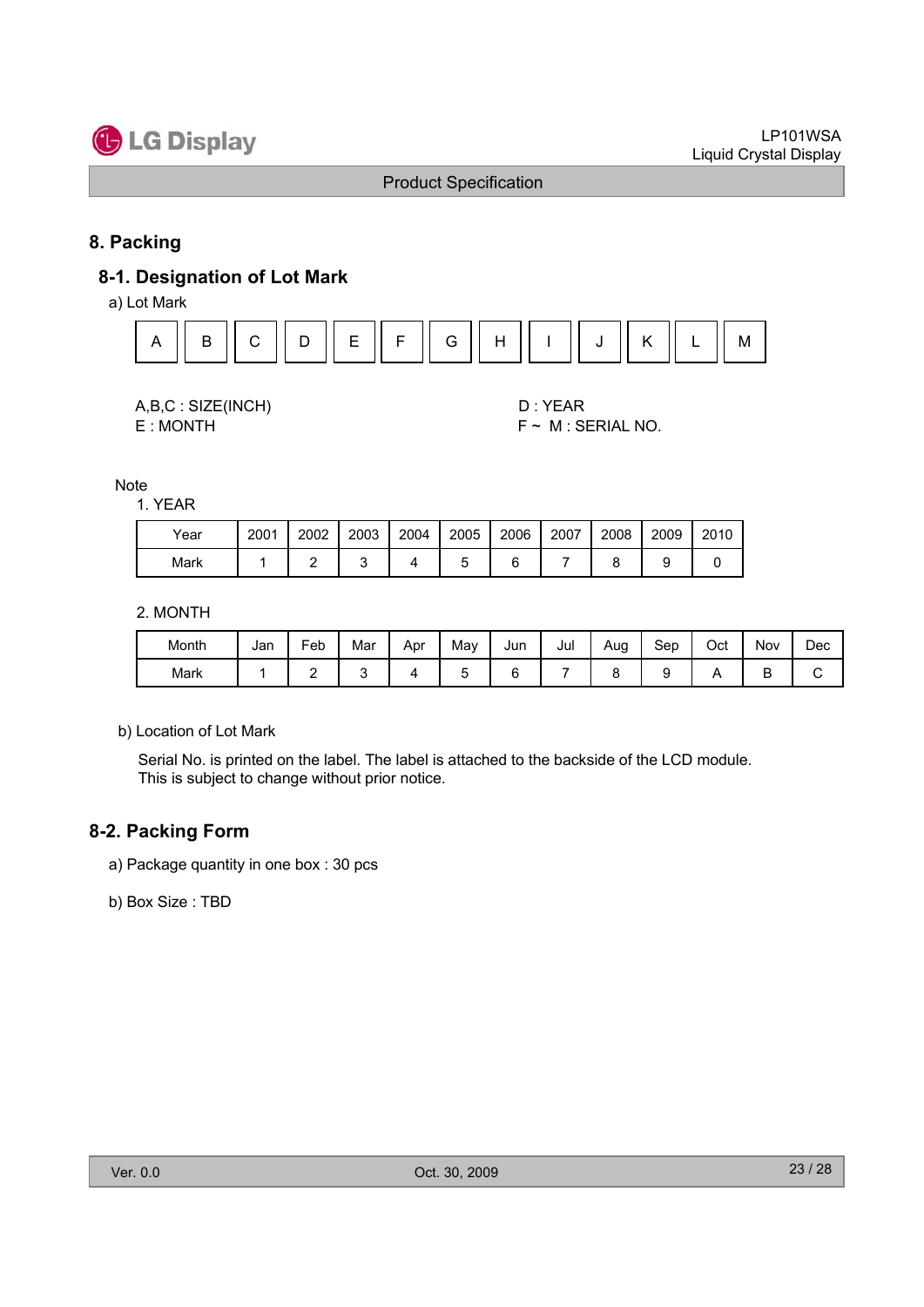## 8. Packing

### 8-1. Designation of Lot Mark

a) Lot Mark

| A | B | C | D | E | F | G | H | I | J | K | L | M |
|---|---|---|---|---|---|---|---|---|---|---|---|---|

A,B,C : SIZE(INCH)

D : YEAR

E : MONTH

F ~ M : SERIAL NO.

Note

1. YEAR

| Year | 2001 | 2002 | 2003 | 2004 | 2005 | 2006 | 2007 | 2008 | 2009 | 2010 |
|---|---|---|---|---|---|---|---|---|---|---|
| Mark | 1 | 2 | 3 | 4 | 5 | 6 | 7 | 8 | 9 | 0 |

2. MONTH

| Month | Jan | Feb | Mar | Apr | May | Jun | Jul | Aug | Sep | Oct | Nov | Dec |
|---|---|---|---|---|---|---|---|---|---|---|---|---|
| Mark | 1 | 2 | 3 | 4 | 5 | 6 | 7 | 8 | 9 | A | B | C |

b) Location of Lot Mark

Serial No. is printed on the label. The label is attached to the backside of the LCD module.
This is subject to change without prior notice.

### 8-2. Packing Form

a) Package quantity in one box : 30 pcs

b) Box Size : TBD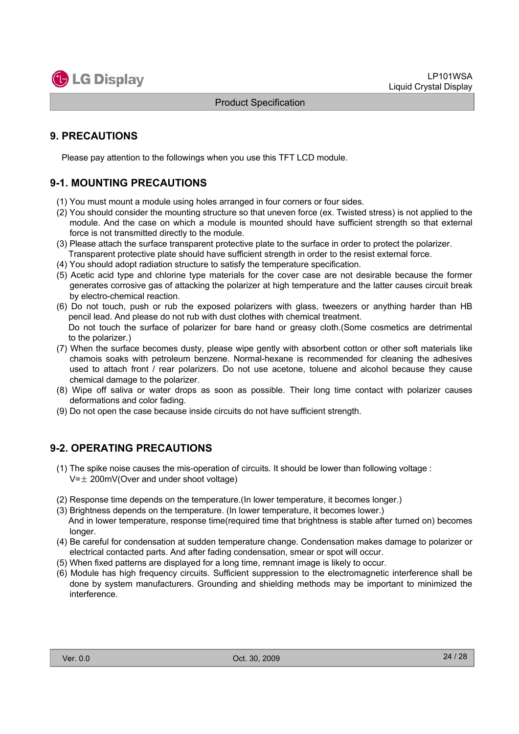## 9. PRECAUTIONS

Please pay attention to the followings when you use this TFT LCD module.

### 9-1. MOUNTING PRECAUTIONS

(1) You must mount a module using holes arranged in four corners or four sides.

(2) You should consider the mounting structure so that uneven force (ex. Twisted stress) is not applied to the module. And the case on which a module is mounted should have sufficient strength so that external force is not transmitted directly to the module.

(3) Please attach the surface transparent protective plate to the surface in order to protect the polarizer. Transparent protective plate should have sufficient strength in order to the resist external force.

(4) You should adopt radiation structure to satisfy the temperature specification.

(5) Acetic acid type and chlorine type materials for the cover case are not desirable because the former generates corrosive gas of attacking the polarizer at high temperature and the latter causes circuit break by electro-chemical reaction.

(6) Do not touch, push or rub the exposed polarizers with glass, tweezers or anything harder than HB pencil lead. And please do not rub with dust clothes with chemical treatment.
Do not touch the surface of polarizer for bare hand or greasy cloth.(Some cosmetics are detrimental to the polarizer.)

(7) When the surface becomes dusty, please wipe gently with absorbent cotton or other soft materials like chamois soaks with petroleum benzene. Normal-hexane is recommended for cleaning the adhesives used to attach front / rear polarizers. Do not use acetone, toluene and alcohol because they cause chemical damage to the polarizer.

(8) Wipe off saliva or water drops as soon as possible. Their long time contact with polarizer causes deformations and color fading.

(9) Do not open the case because inside circuits do not have sufficient strength.

### 9-2. OPERATING PRECAUTIONS

(1) The spike noise causes the mis-operation of circuits. It should be lower than following voltage :
V=± 200mV(Over and under shoot voltage)

(2) Response time depends on the temperature.(In lower temperature, it becomes longer.)

(3) Brightness depends on the temperature. (In lower temperature, it becomes lower.)
And in lower temperature, response time(required time that brightness is stable after turned on) becomes longer.

(4) Be careful for condensation at sudden temperature change. Condensation makes damage to polarizer or electrical contacted parts. And after fading condensation, smear or spot will occur.

(5) When fixed patterns are displayed for a long time, remnant image is likely to occur.

(6) Module has high frequency circuits. Sufficient suppression to the electromagnetic interference shall be done by system manufacturers. Grounding and shielding methods may be important to minimized the interference.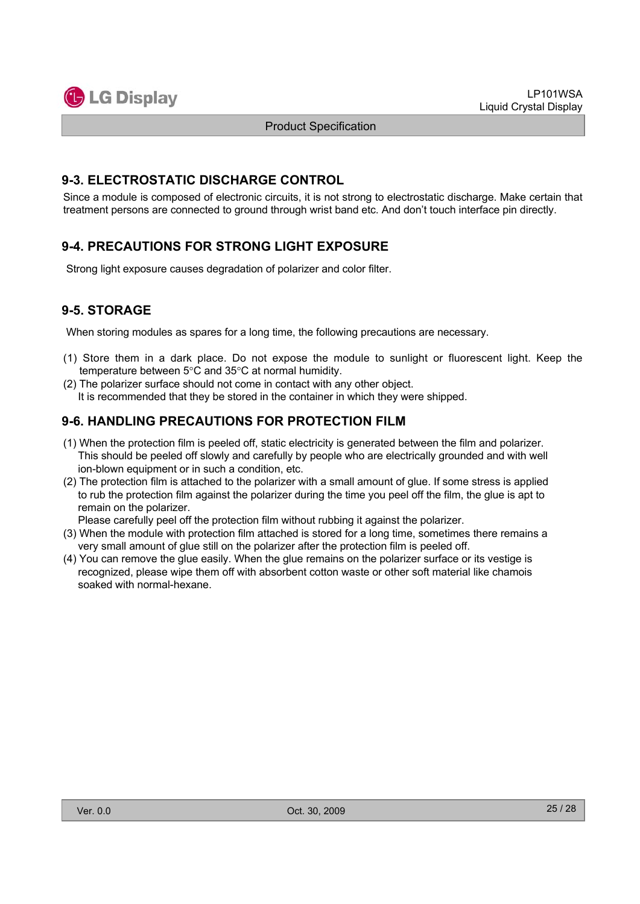## 9-3. ELECTROSTATIC DISCHARGE CONTROL

Since a module is composed of electronic circuits, it is not strong to electrostatic discharge. Make certain that treatment persons are connected to ground through wrist band etc. And don't touch interface pin directly.

## 9-4. PRECAUTIONS FOR STRONG LIGHT EXPOSURE

Strong light exposure causes degradation of polarizer and color filter.

## 9-5. STORAGE

When storing modules as spares for a long time, the following precautions are necessary.

(1) Store them in a dark place. Do not expose the module to sunlight or fluorescent light. Keep the temperature between 5°C and 35°C at normal humidity.
(2) The polarizer surface should not come in contact with any other object.
It is recommended that they be stored in the container in which they were shipped.

## 9-6. HANDLING PRECAUTIONS FOR PROTECTION FILM

(1) When the protection film is peeled off, static electricity is generated between the film and polarizer. This should be peeled off slowly and carefully by people who are electrically grounded and with well ion-blown equipment or in such a condition, etc.
(2) The protection film is attached to the polarizer with a small amount of glue. If some stress is applied to rub the protection film against the polarizer during the time you peel off the film, the glue is apt to remain on the polarizer.
Please carefully peel off the protection film without rubbing it against the polarizer.
(3) When the module with protection film attached is stored for a long time, sometimes there remains a very small amount of glue still on the polarizer after the protection film is peeled off.
(4) You can remove the glue easily. When the glue remains on the polarizer surface or its vestige is recognized, please wipe them off with absorbent cotton waste or other soft material like chamois soaked with normal-hexane.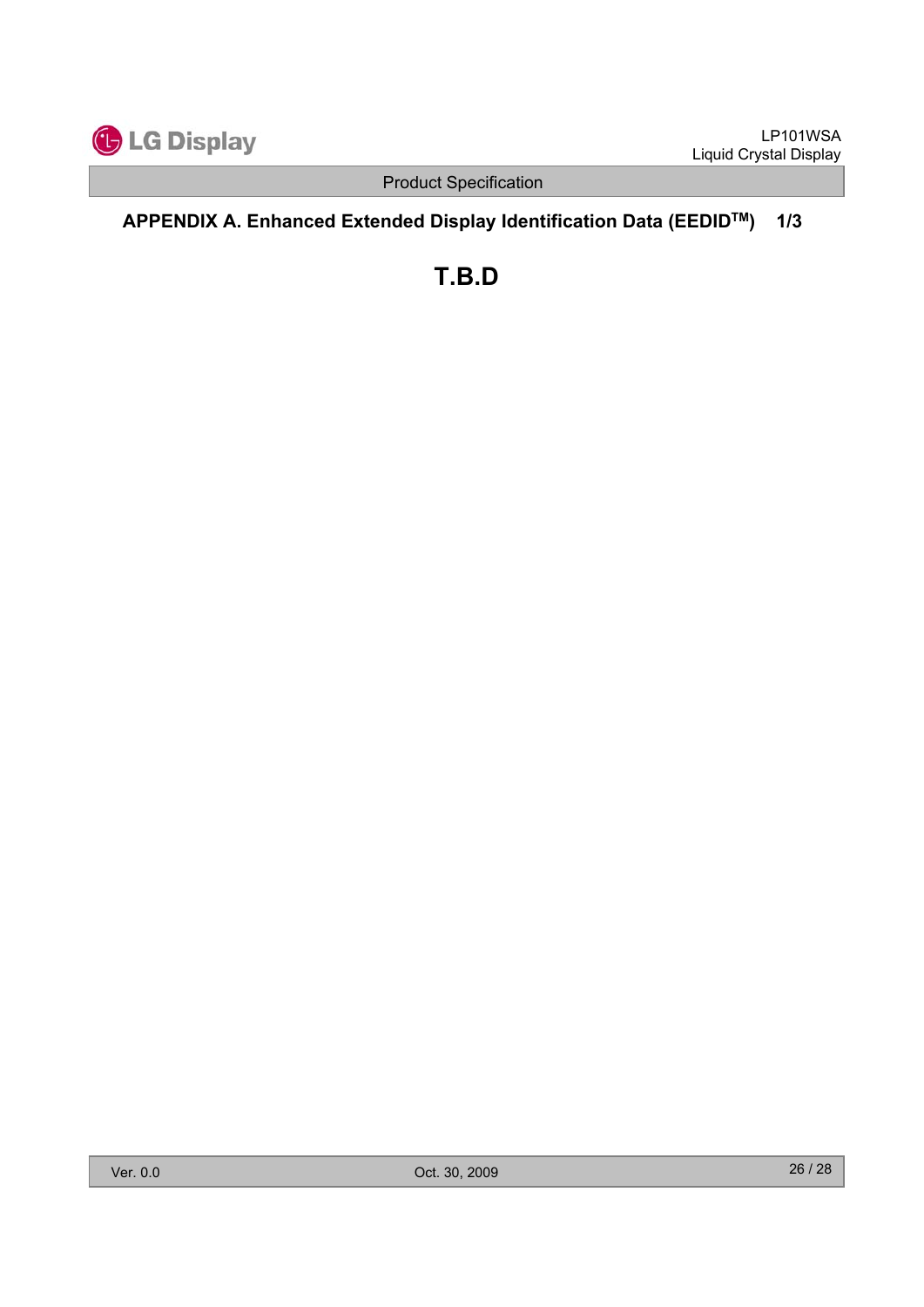## APPENDIX A. Enhanced Extended Display Identification Data (EEDID™) 1/3

# T.B.D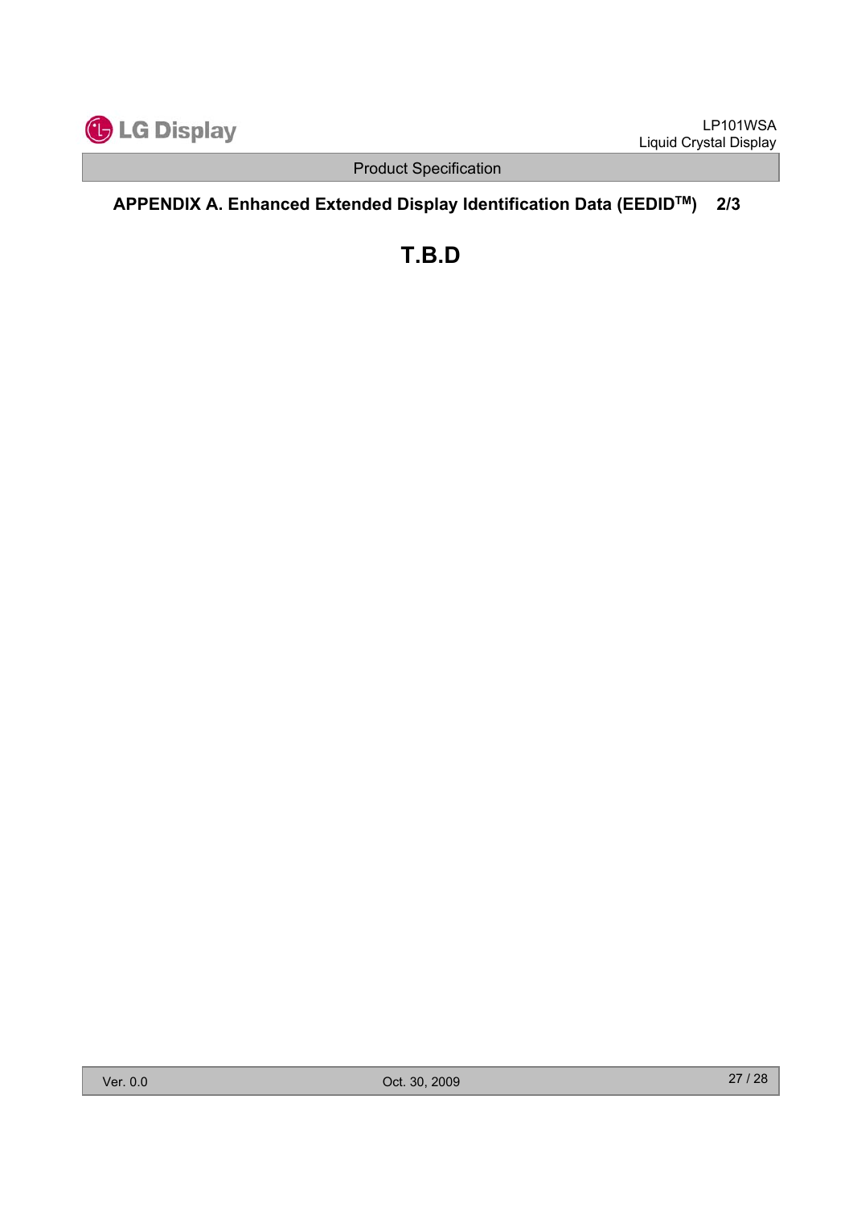## APPENDIX A. Enhanced Extended Display Identification Data (EEDID™) 2/3

# T.B.D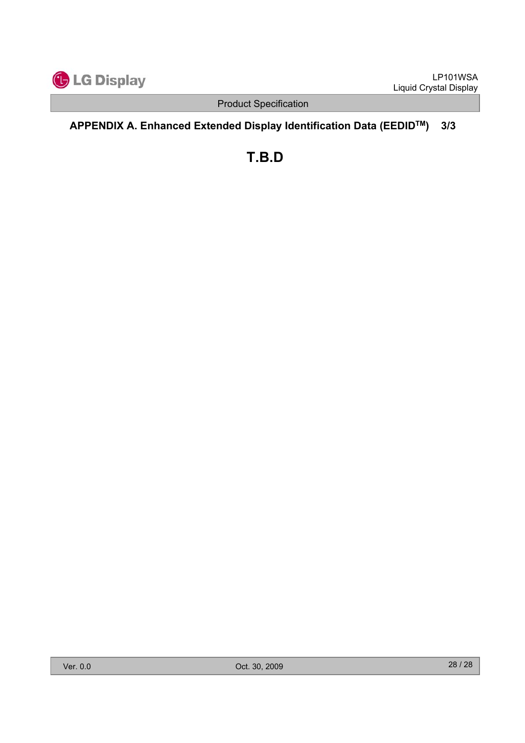## APPENDIX A. Enhanced Extended Display Identification Data (EEDID[TM]) 3/3

**T.B.D**